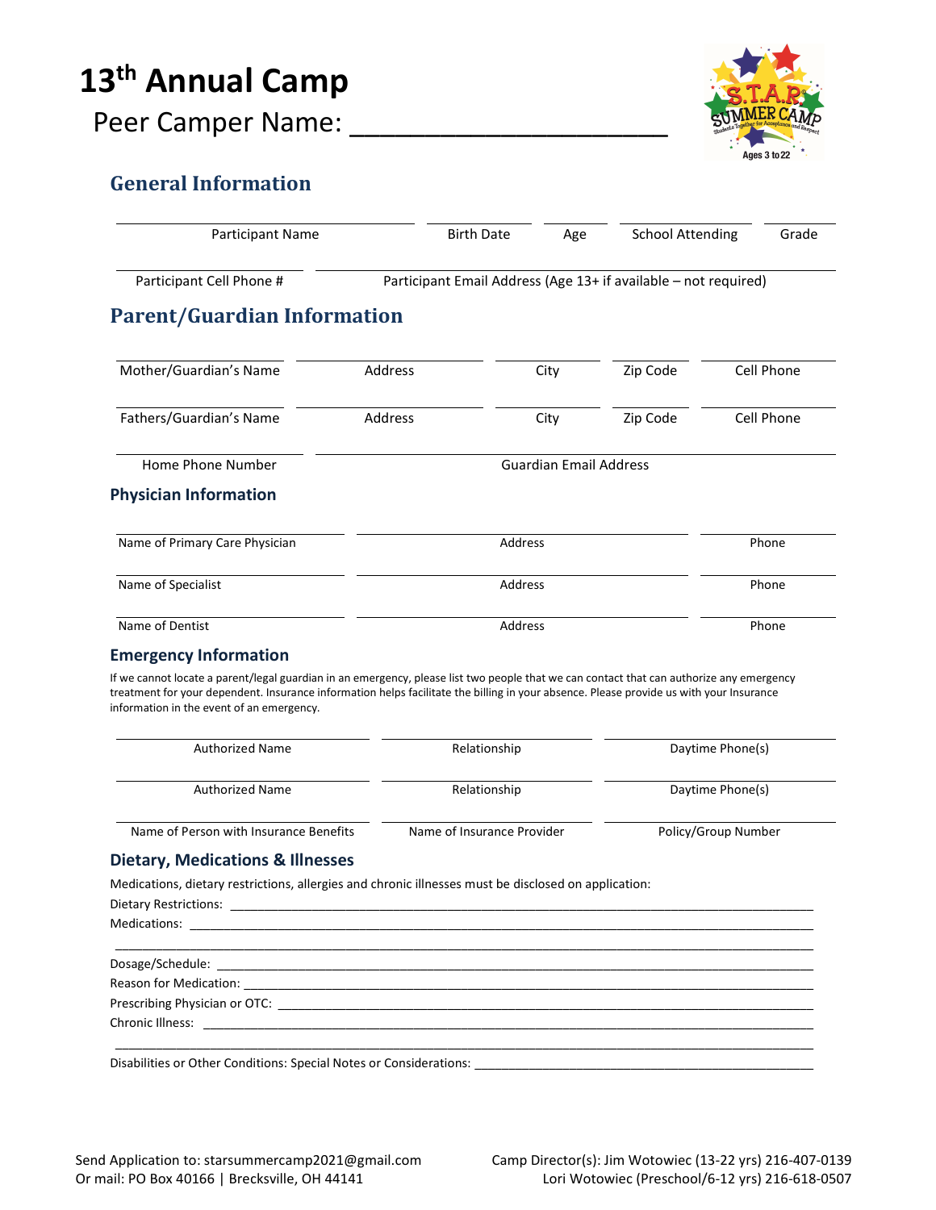# 13th Annual Camp

Peer Camper Name: ____________________

## General Information

| Participant Name | Birth Date | Age | School Attending | Grade |
|---|---|---|---|---|
| | | | | |

| Participant Cell Phone # | Participant Email Address (Age 13+ if available – not required) |
|---|---|
| | |

## Parent/Guardian Information

| Mother/Guardian's Name | Address | City | Zip Code | Cell Phone |
|---|---|---|---|---|
| | | | | |

| Fathers/Guardian's Name | Address | City | Zip Code | Cell Phone |
|---|---|---|---|---|
| | | | | |

| Home Phone Number | Guardian Email Address |
|---|---|
| | |

### Physician Information

| Name of Primary Care Physician | Address | Phone |
|---|---|---|
| | | |

| Name of Specialist | Address | Phone |
|---|---|---|
| | | |

| Name of Dentist | Address | Phone |
|---|---|---|
| | | |

### Emergency Information

If we cannot locate a parent/legal guardian in an emergency, please list two people that we can contact that can authorize any emergency treatment for your dependent. Insurance information helps facilitate the billing in your absence. Please provide us with your Insurance information in the event of an emergency.

| Authorized Name | Relationship | Daytime Phone(s) |
|---|---|---|
| | | |

| Authorized Name | Relationship | Daytime Phone(s) |
|---|---|---|
| | | |

| Name of Person with Insurance Benefits | Name of Insurance Provider | Policy/Group Number |
|---|---|---|
| | | |

### Dietary, Medications & Illnesses

Medications, dietary restrictions, allergies and chronic illnesses must be disclosed on application:

Dietary Restrictions: ____________________

Medications: ____________________

____________________

Dosage/Schedule: ____________________

Reason for Medication: ____________________

Prescribing Physician or OTC: ____________________

Chronic Illness: ____________________

____________________

Disabilities or Other Conditions: Special Notes or Considerations: ____________________

Send Application to: starsummercamp2021@gmail.com
Or mail: PO Box 40166 | Brecksville, OH 44141

Camp Director(s): Jim Wotowiec (13-22 yrs) 216-407-0139
Lori Wotowiec (Preschool/6-12 yrs) 216-618-0507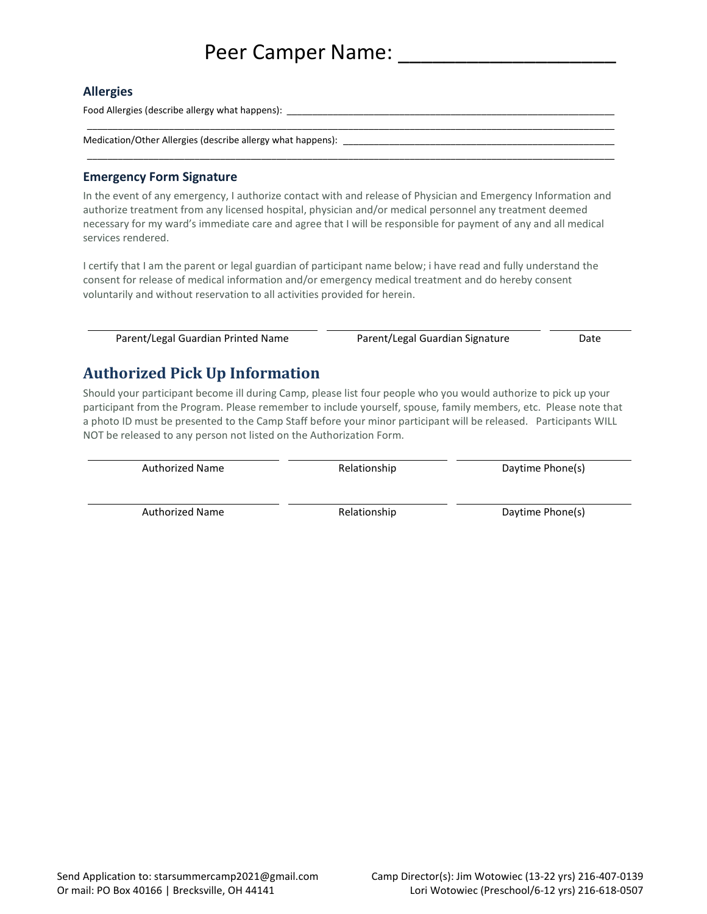# Peer Camper Name: ____________________

### Allergies

Food Allergies (describe allergy what happens): ______________________________________________________________

______________________________________________________________________________________________

Medication/Other Allergies (describe allergy what happens): ____________________________________________________

______________________________________________________________________________________________

### Emergency Form Signature

In the event of any emergency, I authorize contact with and release of Physician and Emergency Information and authorize treatment from any licensed hospital, physician and/or medical personnel any treatment deemed necessary for my ward's immediate care and agree that I will be responsible for payment of any and all medical services rendered.

I certify that I am the parent or legal guardian of participant name below; i have read and fully understand the consent for release of medical information and/or emergency medical treatment and do hereby consent voluntarily and without reservation to all activities provided for herein.

| Parent/Legal Guardian Printed Name | Parent/Legal Guardian Signature | Date |
|---|---|---|
| | | |

## Authorized Pick Up Information

Should your participant become ill during Camp, please list four people who you would authorize to pick up your participant from the Program. Please remember to include yourself, spouse, family members, etc. Please note that a photo ID must be presented to the Camp Staff before your minor participant will be released. Participants WILL NOT be released to any person not listed on the Authorization Form.

| Authorized Name | Relationship | Daytime Phone(s) |
|---|---|---|
| | | |
| | | |

Send Application to: starsummercamp2021@gmail.com
Or mail: PO Box 40166 | Brecksville, OH 44141

Camp Director(s): Jim Wotowiec (13-22 yrs) 216-407-0139
Lori Wotowiec (Preschool/6-12 yrs) 216-618-0507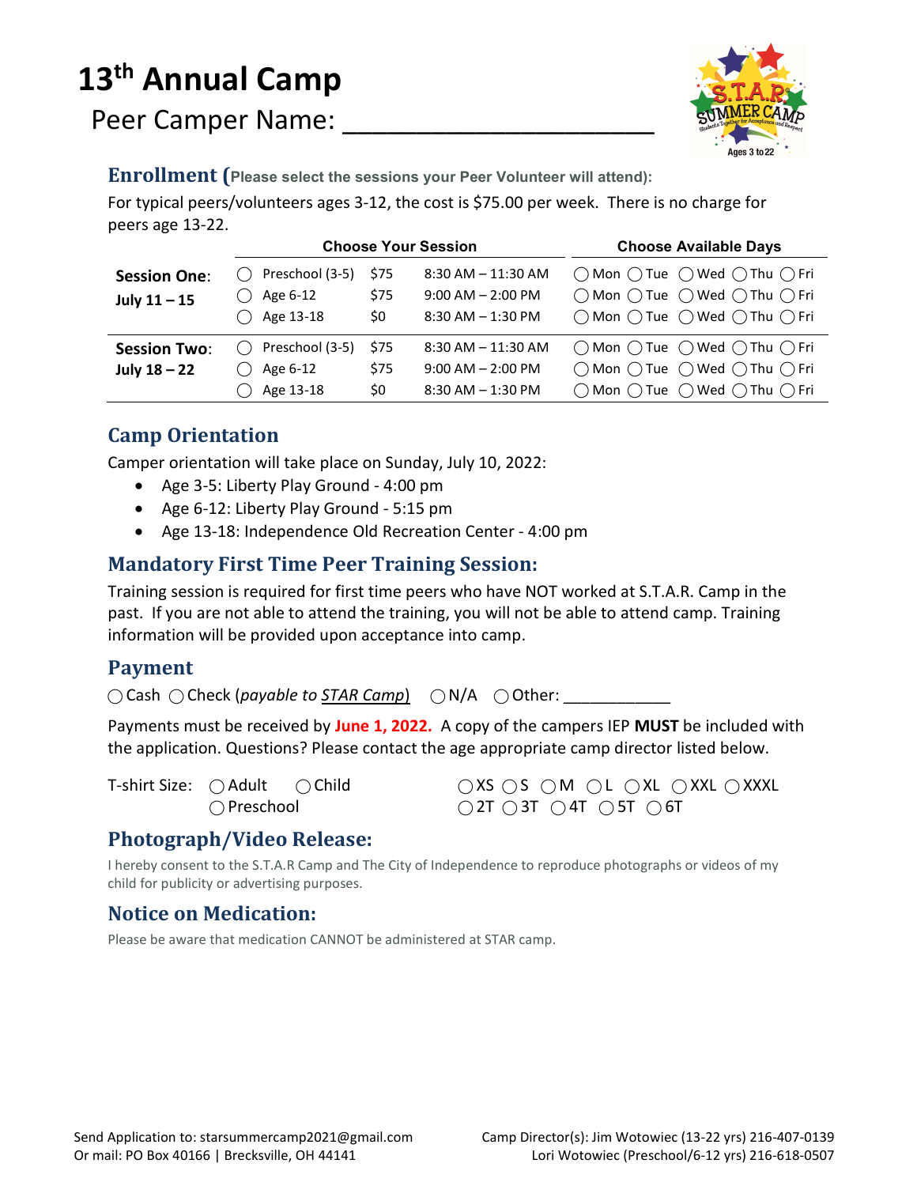# 13th Annual Camp

Peer Camper Name: ____________________

## Enrollment (Please select the sessions your Peer Volunteer will attend):

For typical peers/volunteers ages 3-12, the cost is $75.00 per week. There is no charge for peers age 13-22.

| | Choose Your Session | | | Choose Available Days |
|---|---|---|---|---|
| **Session One: July 11 – 15** | ◯ Preschool (3-5) | $75 | 8:30 AM – 11:30 AM | ◯ Mon ◯ Tue ◯ Wed ◯ Thu ◯ Fri |
| | ◯ Age 6-12 | $75 | 9:00 AM – 2:00 PM | ◯ Mon ◯ Tue ◯ Wed ◯ Thu ◯ Fri |
| | ◯ Age 13-18 | $0 | 8:30 AM – 1:30 PM | ◯ Mon ◯ Tue ◯ Wed ◯ Thu ◯ Fri |
| **Session Two: July 18 – 22** | ◯ Preschool (3-5) | $75 | 8:30 AM – 11:30 AM | ◯ Mon ◯ Tue ◯ Wed ◯ Thu ◯ Fri |
| | ◯ Age 6-12 | $75 | 9:00 AM – 2:00 PM | ◯ Mon ◯ Tue ◯ Wed ◯ Thu ◯ Fri |
| | ◯ Age 13-18 | $0 | 8:30 AM – 1:30 PM | ◯ Mon ◯ Tue ◯ Wed ◯ Thu ◯ Fri |

## Camp Orientation

Camper orientation will take place on Sunday, July 10, 2022:

- Age 3-5: Liberty Play Ground - 4:00 pm
- Age 6-12: Liberty Play Ground - 5:15 pm
- Age 13-18: Independence Old Recreation Center - 4:00 pm

## Mandatory First Time Peer Training Session:

Training session is required for first time peers who have NOT worked at S.T.A.R. Camp in the past. If you are not able to attend the training, you will not be able to attend camp. Training information will be provided upon acceptance into camp.

## Payment

◯ Cash ◯ Check (*payable to STAR Camp*) ◯ N/A ◯ Other: ___________

Payments must be received by **June 1, 2022.** A copy of the campers IEP **MUST** be included with the application. Questions? Please contact the age appropriate camp director listed below.

T-shirt Size: ◯ Adult ◯ Child ◯ Preschool ◯ XS ◯ S ◯ M ◯ L ◯ XL ◯ XXL ◯ XXXL ◯ 2T ◯ 3T ◯ 4T ◯ 5T ◯ 6T

## Photograph/Video Release:

I hereby consent to the S.T.A.R Camp and The City of Independence to reproduce photographs or videos of my child for publicity or advertising purposes.

## Notice on Medication:

Please be aware that medication CANNOT be administered at STAR camp.

Send Application to: starsummercamp2021@gmail.com
Or mail: PO Box 40166 | Brecksville, OH 44141

Camp Director(s): Jim Wotowiec (13-22 yrs) 216-407-0139
Lori Wotowiec (Preschool/6-12 yrs) 216-618-0507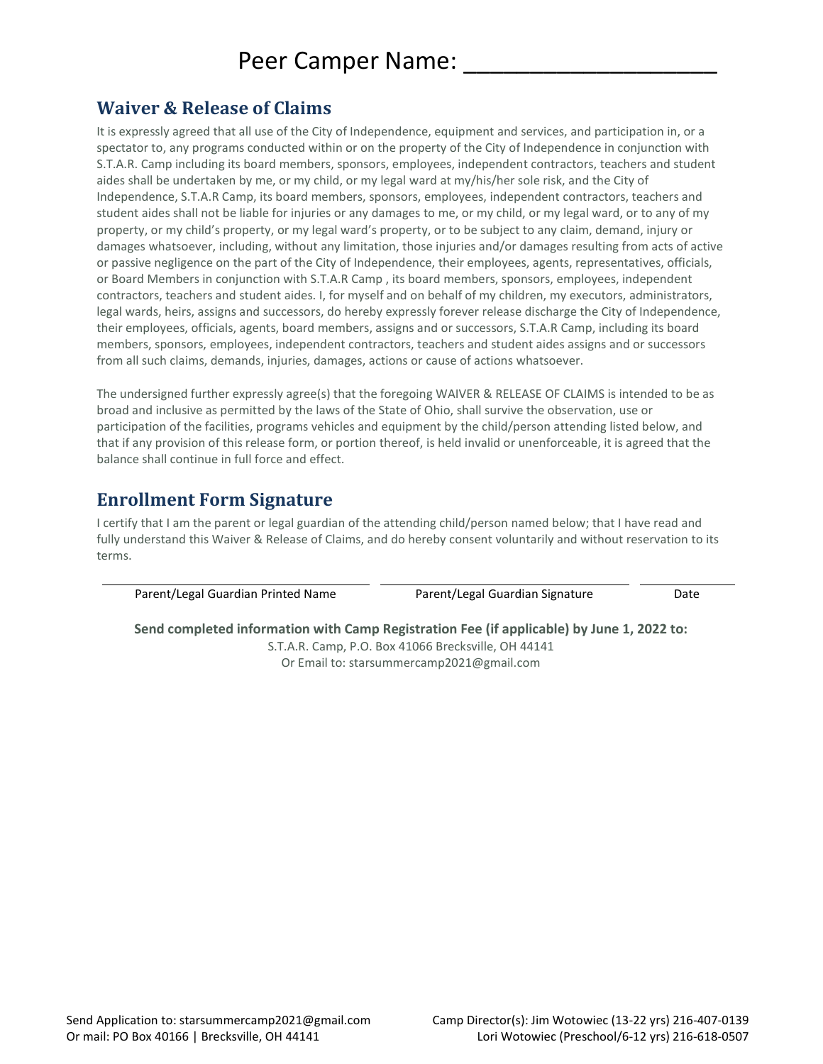# Peer Camper Name: ____________________

## Waiver & Release of Claims

It is expressly agreed that all use of the City of Independence, equipment and services, and participation in, or a spectator to, any programs conducted within or on the property of the City of Independence in conjunction with S.T.A.R. Camp including its board members, sponsors, employees, independent contractors, teachers and student aides shall be undertaken by me, or my child, or my legal ward at my/his/her sole risk, and the City of Independence, S.T.A.R Camp, its board members, sponsors, employees, independent contractors, teachers and student aides shall not be liable for injuries or any damages to me, or my child, or my legal ward, or to any of my property, or my child's property, or my legal ward's property, or to be subject to any claim, demand, injury or damages whatsoever, including, without any limitation, those injuries and/or damages resulting from acts of active or passive negligence on the part of the City of Independence, their employees, agents, representatives, officials, or Board Members in conjunction with S.T.A.R Camp , its board members, sponsors, employees, independent contractors, teachers and student aides. I, for myself and on behalf of my children, my executors, administrators, legal wards, heirs, assigns and successors, do hereby expressly forever release discharge the City of Independence, their employees, officials, agents, board members, assigns and or successors, S.T.A.R Camp, including its board members, sponsors, employees, independent contractors, teachers and student aides assigns and or successors from all such claims, demands, injuries, damages, actions or cause of actions whatsoever.

The undersigned further expressly agree(s) that the foregoing WAIVER & RELEASE OF CLAIMS is intended to be as broad and inclusive as permitted by the laws of the State of Ohio, shall survive the observation, use or participation of the facilities, programs vehicles and equipment by the child/person attending listed below, and that if any provision of this release form, or portion thereof, is held invalid or unenforceable, it is agreed that the balance shall continue in full force and effect.

## Enrollment Form Signature

I certify that I am the parent or legal guardian of the attending child/person named below; that I have read and fully understand this Waiver & Release of Claims, and do hereby consent voluntarily and without reservation to its terms.

| | | |
|---|---|---|
| Parent/Legal Guardian Printed Name | Parent/Legal Guardian Signature | Date |

**Send completed information with Camp Registration Fee (if applicable) by June 1, 2022 to:**

S.T.A.R. Camp, P.O. Box 41066 Brecksville, OH 44141

Or Email to: starsummercamp2021@gmail.com

Send Application to: starsummercamp2021@gmail.com
Or mail: PO Box 40166 | Brecksville, OH 44141

Camp Director(s): Jim Wotowiec (13-22 yrs) 216-407-0139
Lori Wotowiec (Preschool/6-12 yrs) 216-618-0507